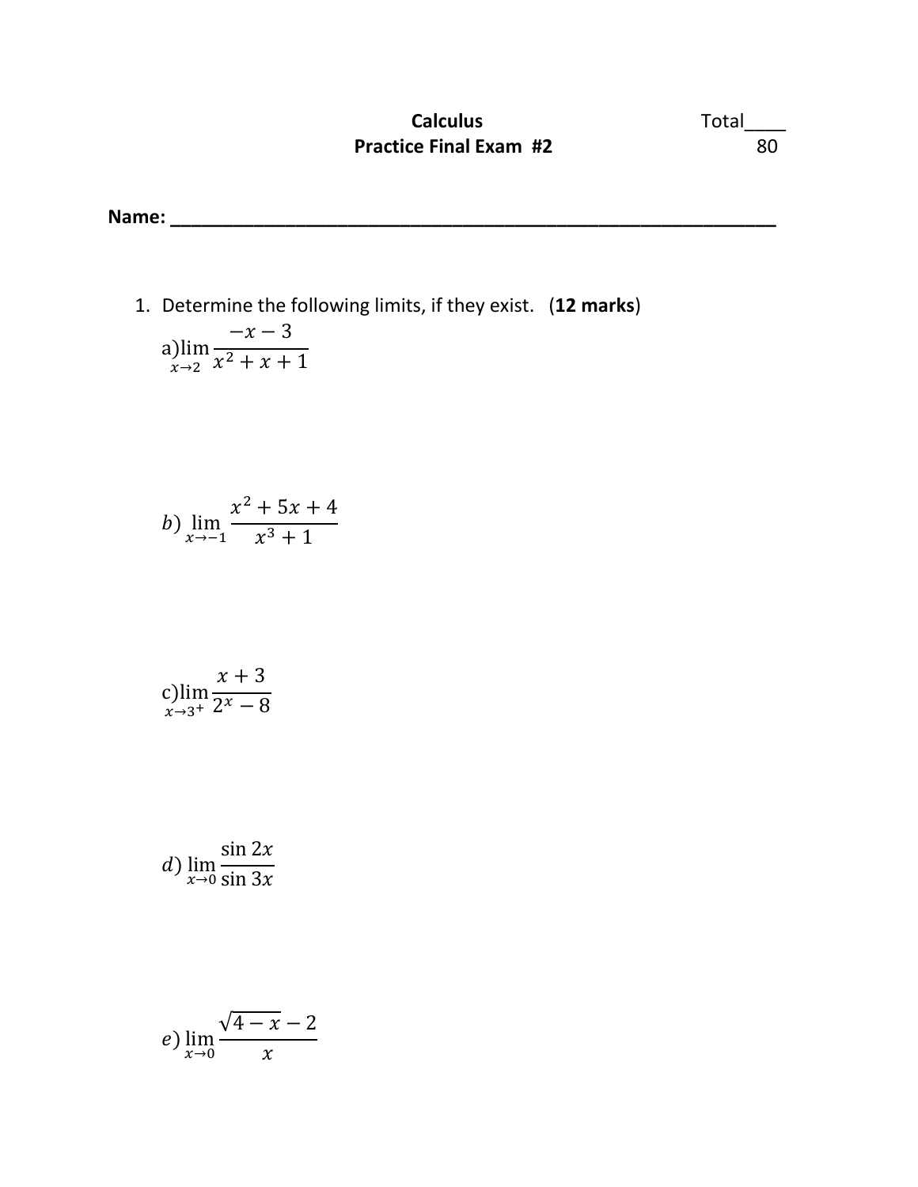**Calculus**

**Practice Final Exam #2**

Total____
80

**Name:** ______________________________________________________________

1. Determine the following limits, if they exist. (**12 marks**)

a) $\lim\limits_{x \to 2} \dfrac{-x-3}{x^2+x+1}$

$b)$ $\lim\limits_{x \to -1} \dfrac{x^2+5x+4}{x^3+1}$

c) $\lim\limits_{x \to 3^+} \dfrac{x+3}{2^x-8}$

$d)$ $\lim\limits_{x \to 0} \dfrac{\sin 2x}{\sin 3x}$

$e)$ $\lim\limits_{x \to 0} \dfrac{\sqrt{4-x}-2}{x}$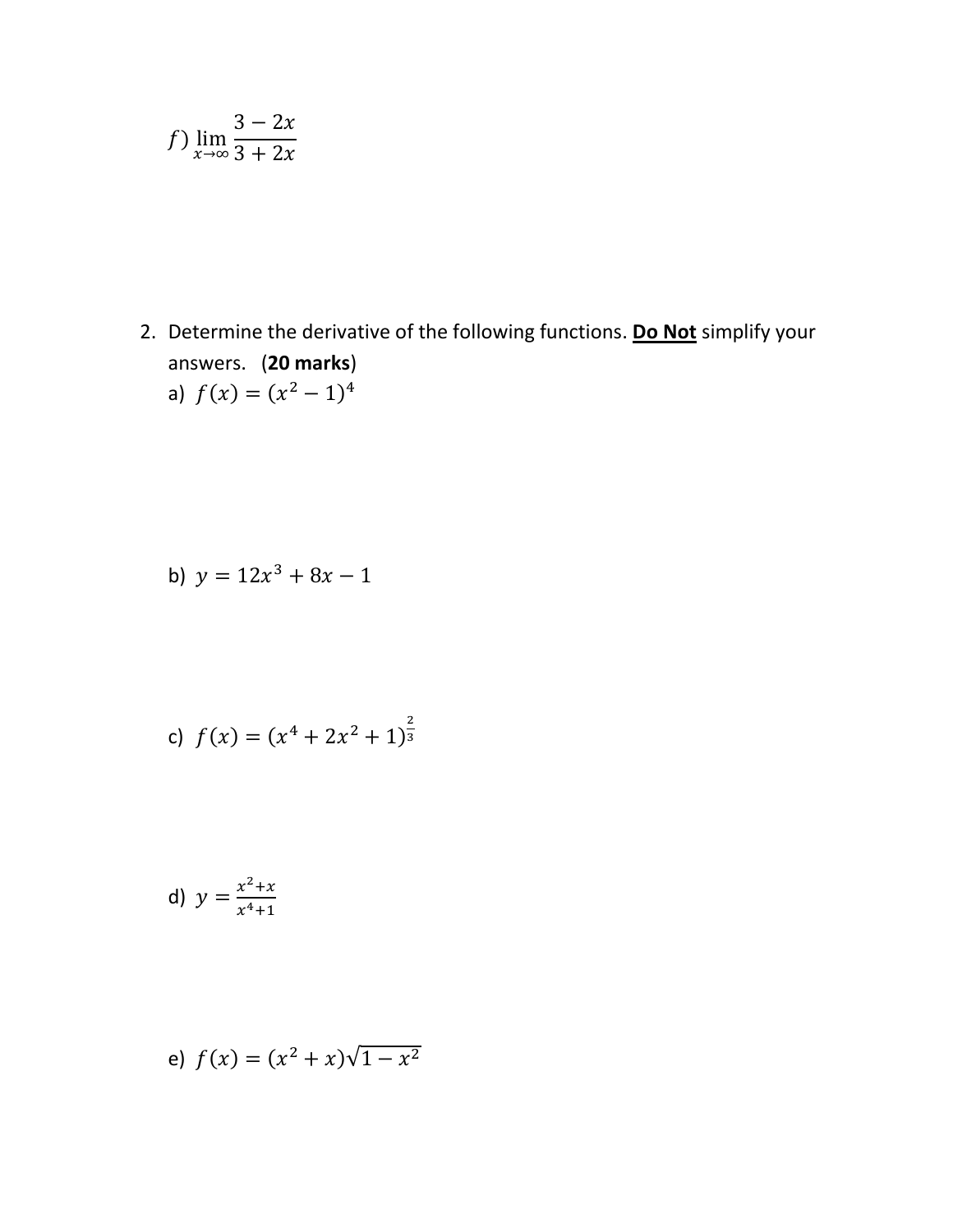f) $\lim_{x \to \infty} \frac{3 - 2x}{3 + 2x}$

2. Determine the derivative of the following functions. **Do Not** simplify your answers. (**20 marks**)

   a) $f(x) = (x^2 - 1)^4$

   b) $y = 12x^3 + 8x - 1$

   c) $f(x) = (x^4 + 2x^2 + 1)^{\frac{2}{3}}$

   d) $y = \frac{x^2+x}{x^4+1}$

   e) $f(x) = (x^2 + x)\sqrt{1 - x^2}$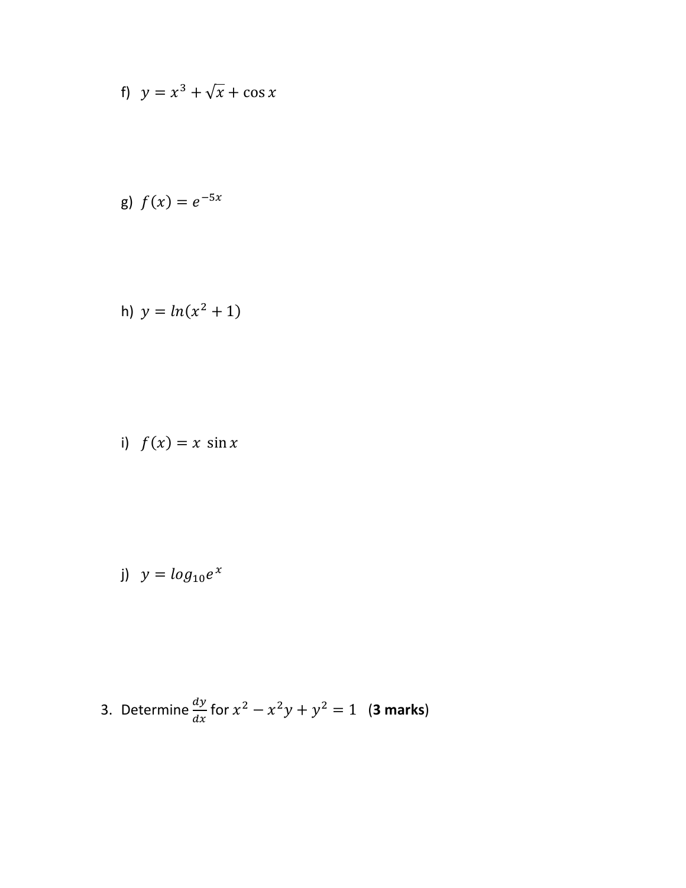f) $y = x^3 + \sqrt{x} + \cos x$

g) $f(x) = e^{-5x}$

h) $y = ln(x^2 + 1)$

i) $f(x) = x \ \sin x$

j) $y = log_{10}e^x$

3. Determine $\frac{dy}{dx}$ for $x^2 - x^2y + y^2 = 1$ (**3 marks**)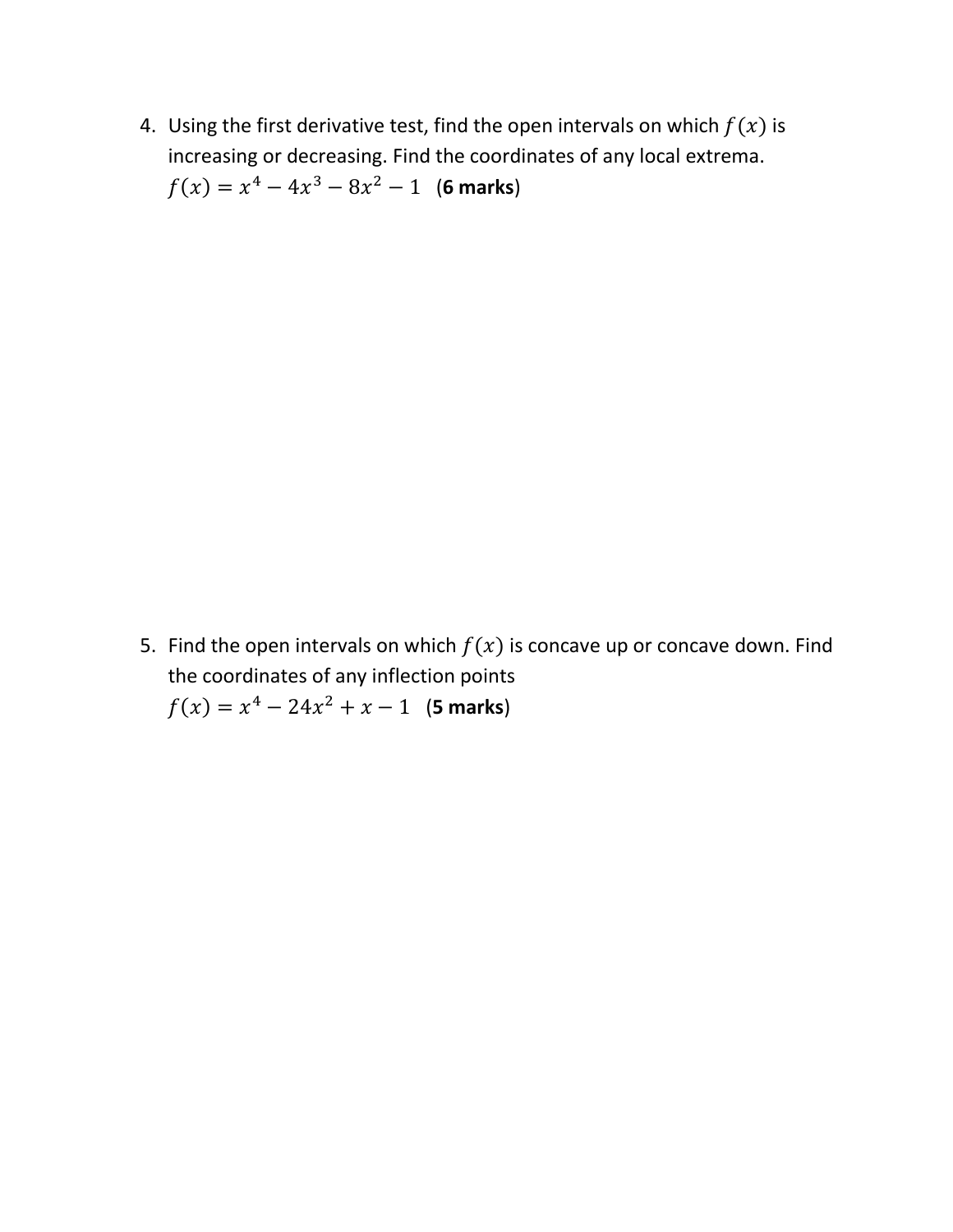4. Using the first derivative test, find the open intervals on which $f(x)$ is increasing or decreasing. Find the coordinates of any local extrema.
   $f(x) = x^4 - 4x^3 - 8x^2 - 1$ (**6 marks**)

5. Find the open intervals on which $f(x)$ is concave up or concave down. Find the coordinates of any inflection points
   $f(x) = x^4 - 24x^2 + x - 1$ (**5 marks**)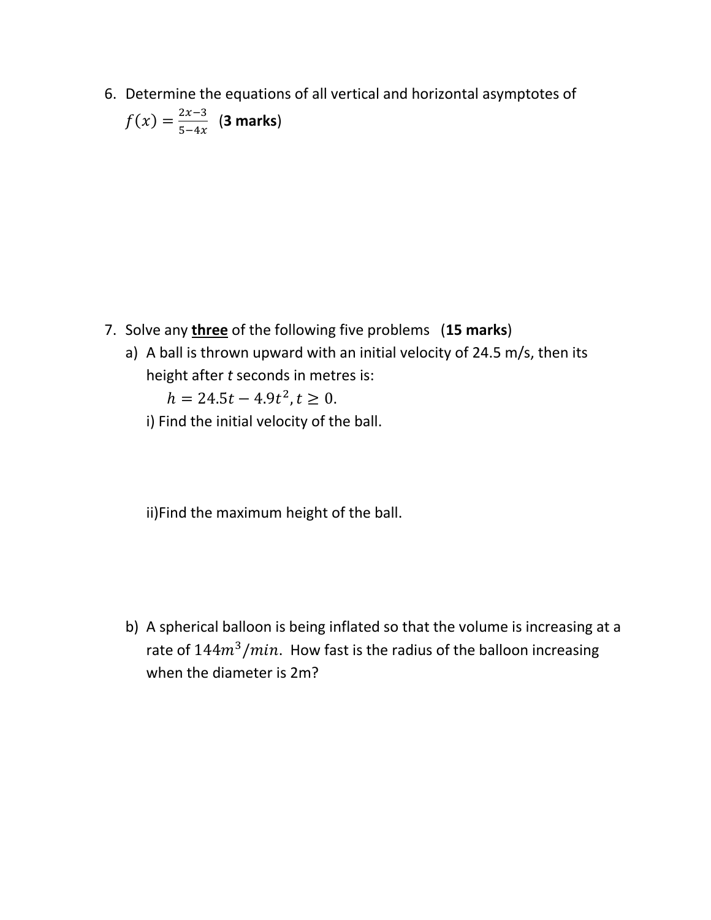6. Determine the equations of all vertical and horizontal asymptotes of $f(x) = \frac{2x-3}{5-4x}$ (**3 marks**)

7. Solve any **<u>three</u>** of the following five problems (**15 marks**)

   a) A ball is thrown upward with an initial velocity of 24.5 m/s, then its height after *t* seconds in metres is:

      $h = 24.5t - 4.9t^2, t \geq 0.$

      i) Find the initial velocity of the ball.

      ii) Find the maximum height of the ball.

   b) A spherical balloon is being inflated so that the volume is increasing at a rate of $144m^3/min$. How fast is the radius of the balloon increasing when the diameter is 2m?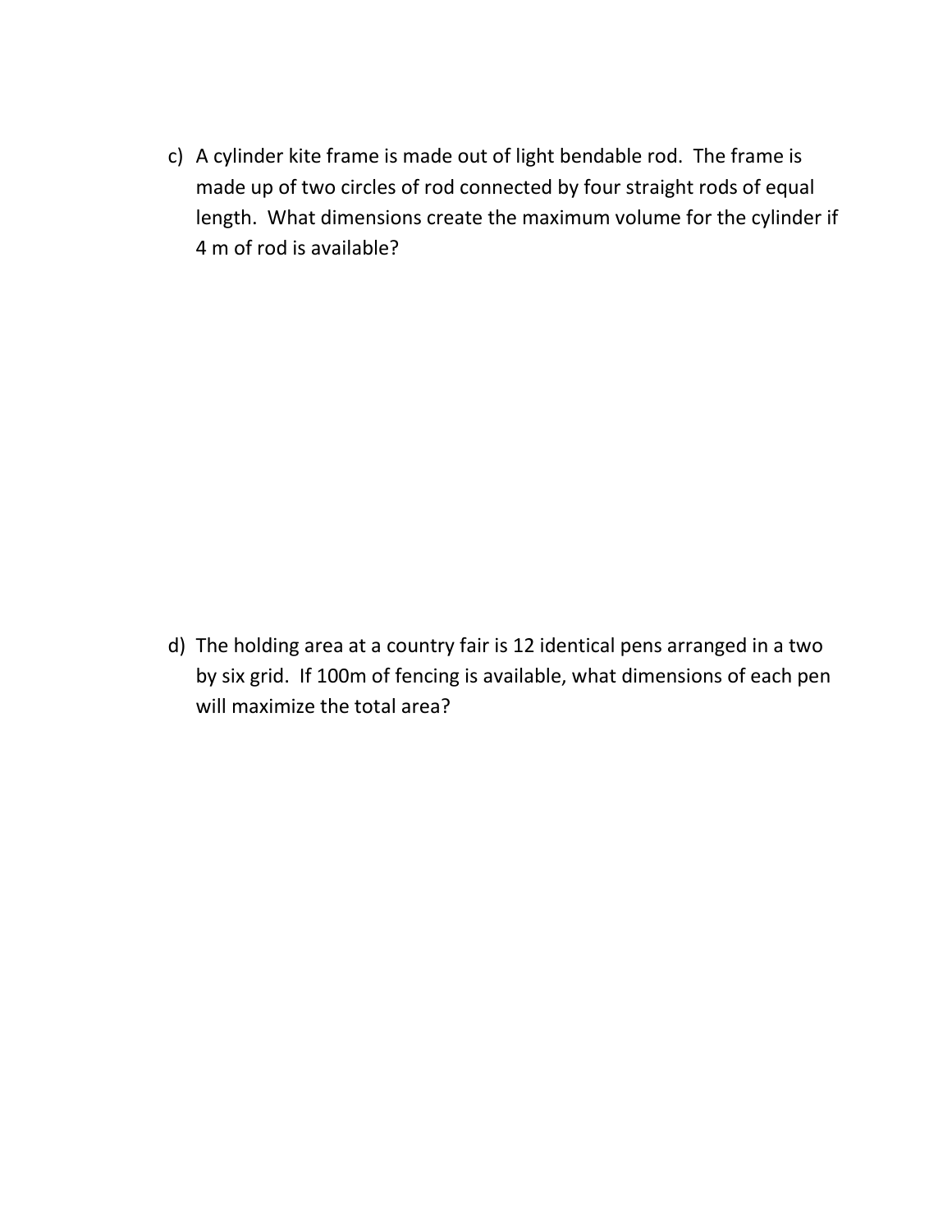c) A cylinder kite frame is made out of light bendable rod. The frame is made up of two circles of rod connected by four straight rods of equal length. What dimensions create the maximum volume for the cylinder if 4 m of rod is available?

d) The holding area at a country fair is 12 identical pens arranged in a two by six grid. If 100m of fencing is available, what dimensions of each pen will maximize the total area?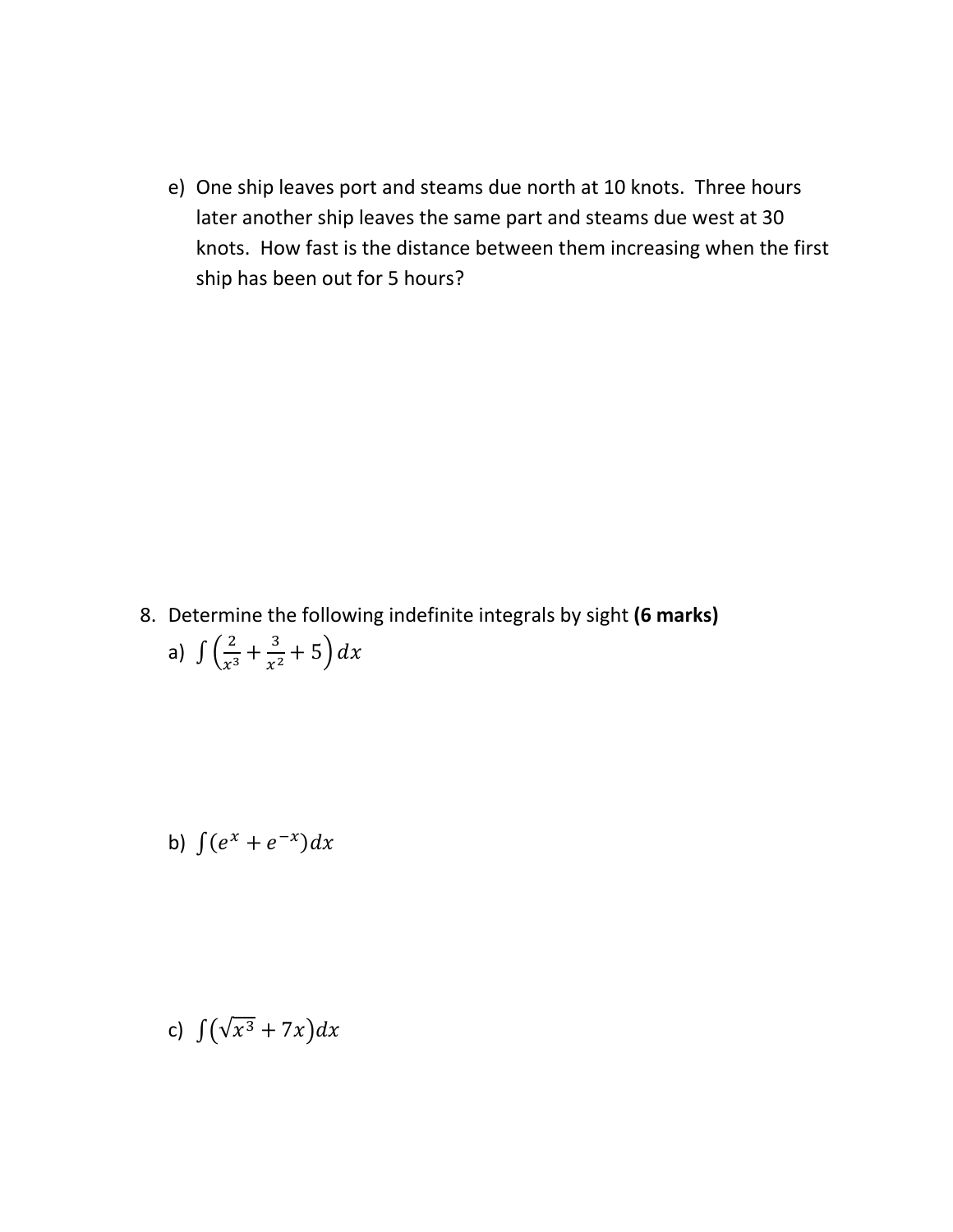e) One ship leaves port and steams due north at 10 knots. Three hours later another ship leaves the same part and steams due west at 30 knots. How fast is the distance between them increasing when the first ship has been out for 5 hours?

8. Determine the following indefinite integrals by sight **(6 marks)**

   a) $\int \left(\frac{2}{x^3} + \frac{3}{x^2} + 5\right) dx$

   b) $\int (e^x + e^{-x}) dx$

   c) $\int \left(\sqrt{x^3} + 7x\right) dx$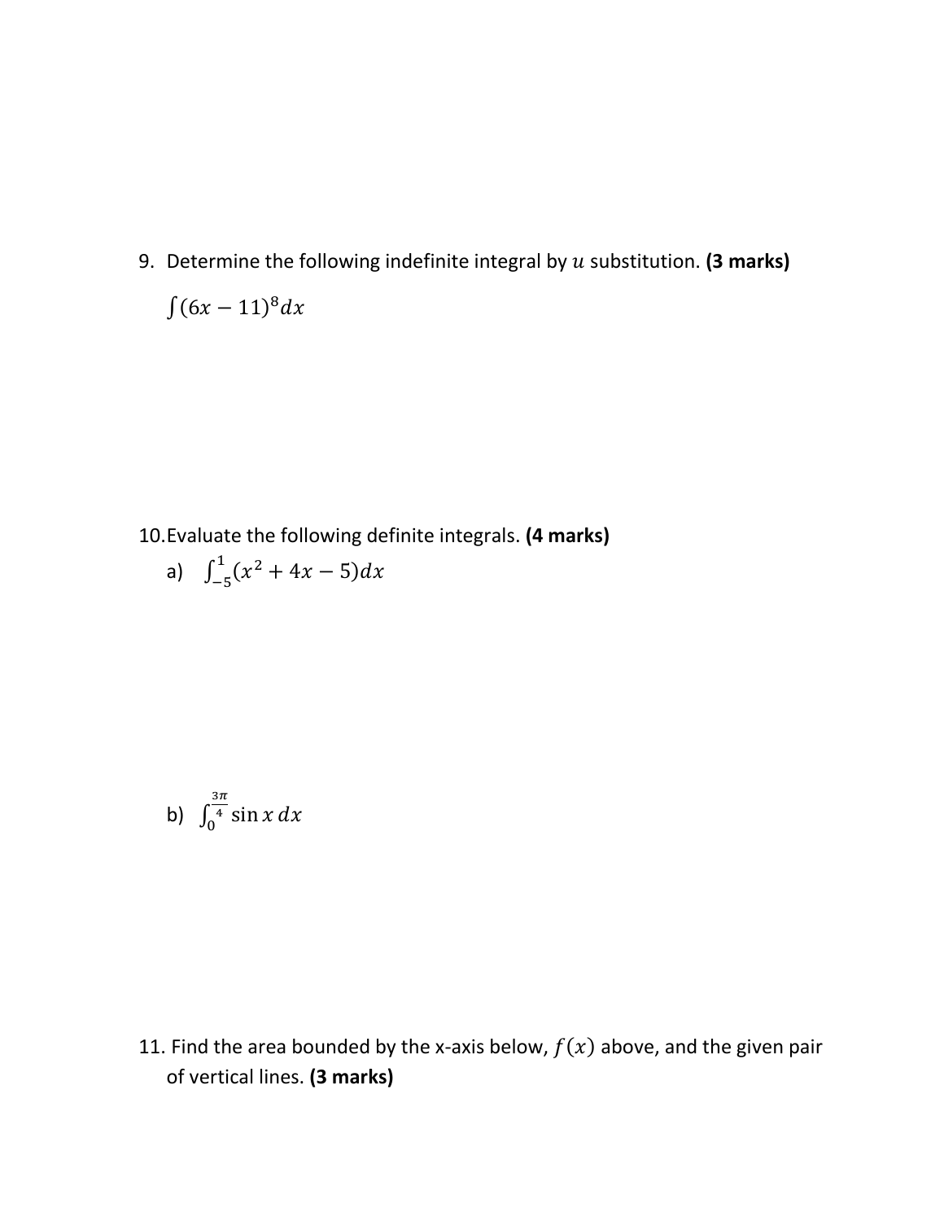9. Determine the following indefinite integral by $u$ substitution. **(3 marks)**

   $\int (6x - 11)^8 dx$

10. Evaluate the following definite integrals. **(4 marks)**

    a) $\int_{-5}^{1} (x^2 + 4x - 5) dx$

    b) $\int_0^{\frac{3\pi}{4}} \sin x \, dx$

11. Find the area bounded by the x-axis below, $f(x)$ above, and the given pair of vertical lines. **(3 marks)**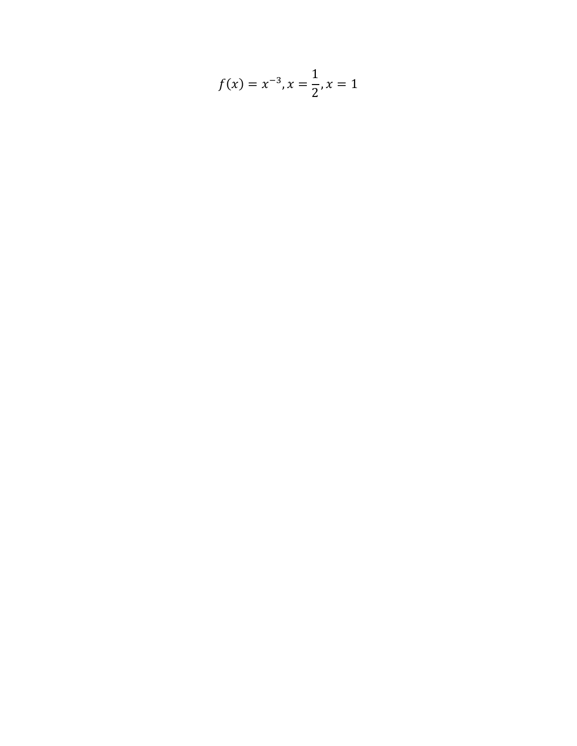$$f(x) = x^{-3}, x = \frac{1}{2}, x = 1$$